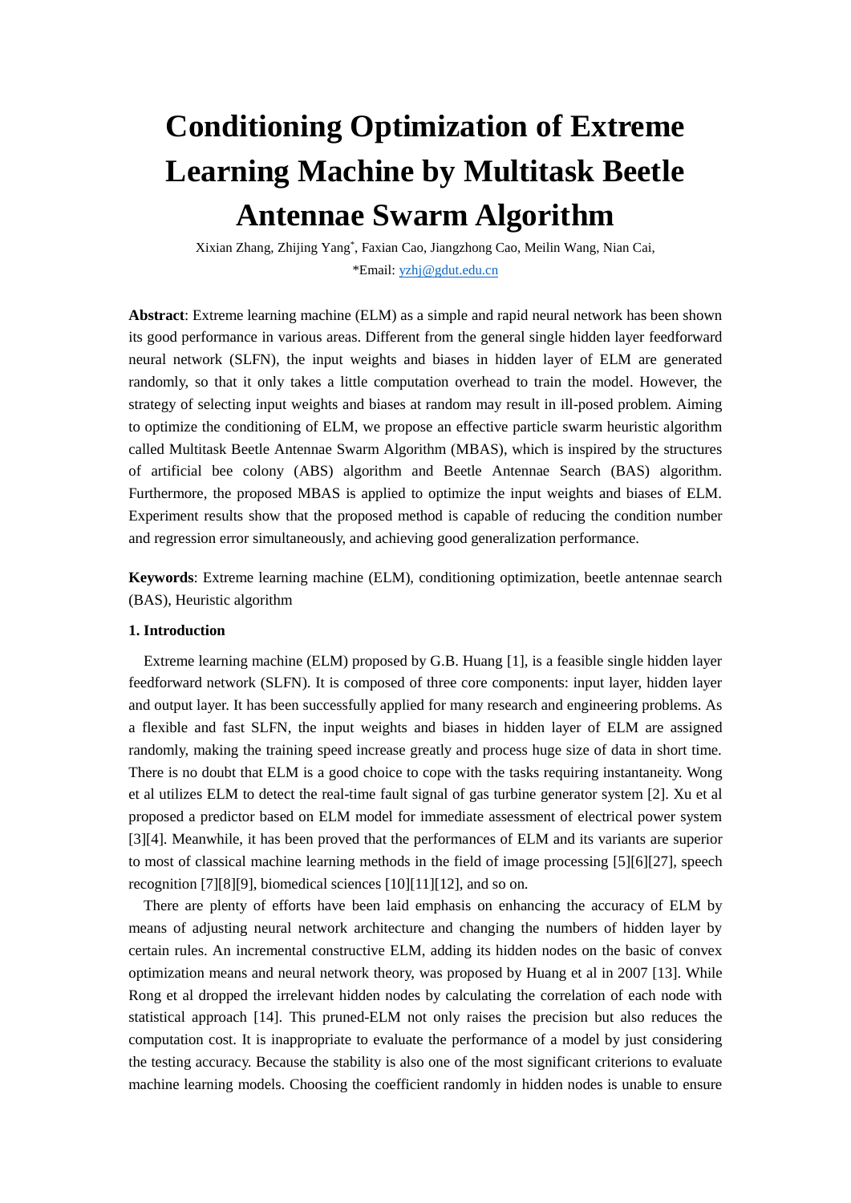# Conditioning Optimization of Extreme Learning Machine by Multitask Beetle Antennae Swarm Algorithm

Xixian Zhang, Zhijing Yang*, Faxian Cao, Jiangzhong Cao, Meilin Wang, Nian Cai,

*Email: yzhj@gdut.edu.cn

**Abstract**: Extreme learning machine (ELM) as a simple and rapid neural network has been shown its good performance in various areas. Different from the general single hidden layer feedforward neural network (SLFN), the input weights and biases in hidden layer of ELM are generated randomly, so that it only takes a little computation overhead to train the model. However, the strategy of selecting input weights and biases at random may result in ill-posed problem. Aiming to optimize the conditioning of ELM, we propose an effective particle swarm heuristic algorithm called Multitask Beetle Antennae Swarm Algorithm (MBAS), which is inspired by the structures of artificial bee colony (ABS) algorithm and Beetle Antennae Search (BAS) algorithm. Furthermore, the proposed MBAS is applied to optimize the input weights and biases of ELM. Experiment results show that the proposed method is capable of reducing the condition number and regression error simultaneously, and achieving good generalization performance.

**Keywords**: Extreme learning machine (ELM), conditioning optimization, beetle antennae search (BAS), Heuristic algorithm

### 1. Introduction

Extreme learning machine (ELM) proposed by G.B. Huang [1], is a feasible single hidden layer feedforward network (SLFN). It is composed of three core components: input layer, hidden layer and output layer. It has been successfully applied for many research and engineering problems. As a flexible and fast SLFN, the input weights and biases in hidden layer of ELM are assigned randomly, making the training speed increase greatly and process huge size of data in short time. There is no doubt that ELM is a good choice to cope with the tasks requiring instantaneity. Wong et al utilizes ELM to detect the real-time fault signal of gas turbine generator system [2]. Xu et al proposed a predictor based on ELM model for immediate assessment of electrical power system [3][4]. Meanwhile, it has been proved that the performances of ELM and its variants are superior to most of classical machine learning methods in the field of image processing [5][6][27], speech recognition [7][8][9], biomedical sciences [10][11][12], and so on.

There are plenty of efforts have been laid emphasis on enhancing the accuracy of ELM by means of adjusting neural network architecture and changing the numbers of hidden layer by certain rules. An incremental constructive ELM, adding its hidden nodes on the basic of convex optimization means and neural network theory, was proposed by Huang et al in 2007 [13]. While Rong et al dropped the irrelevant hidden nodes by calculating the correlation of each node with statistical approach [14]. This pruned-ELM not only raises the precision but also reduces the computation cost. It is inappropriate to evaluate the performance of a model by just considering the testing accuracy. Because the stability is also one of the most significant criterions to evaluate machine learning models. Choosing the coefficient randomly in hidden nodes is unable to ensure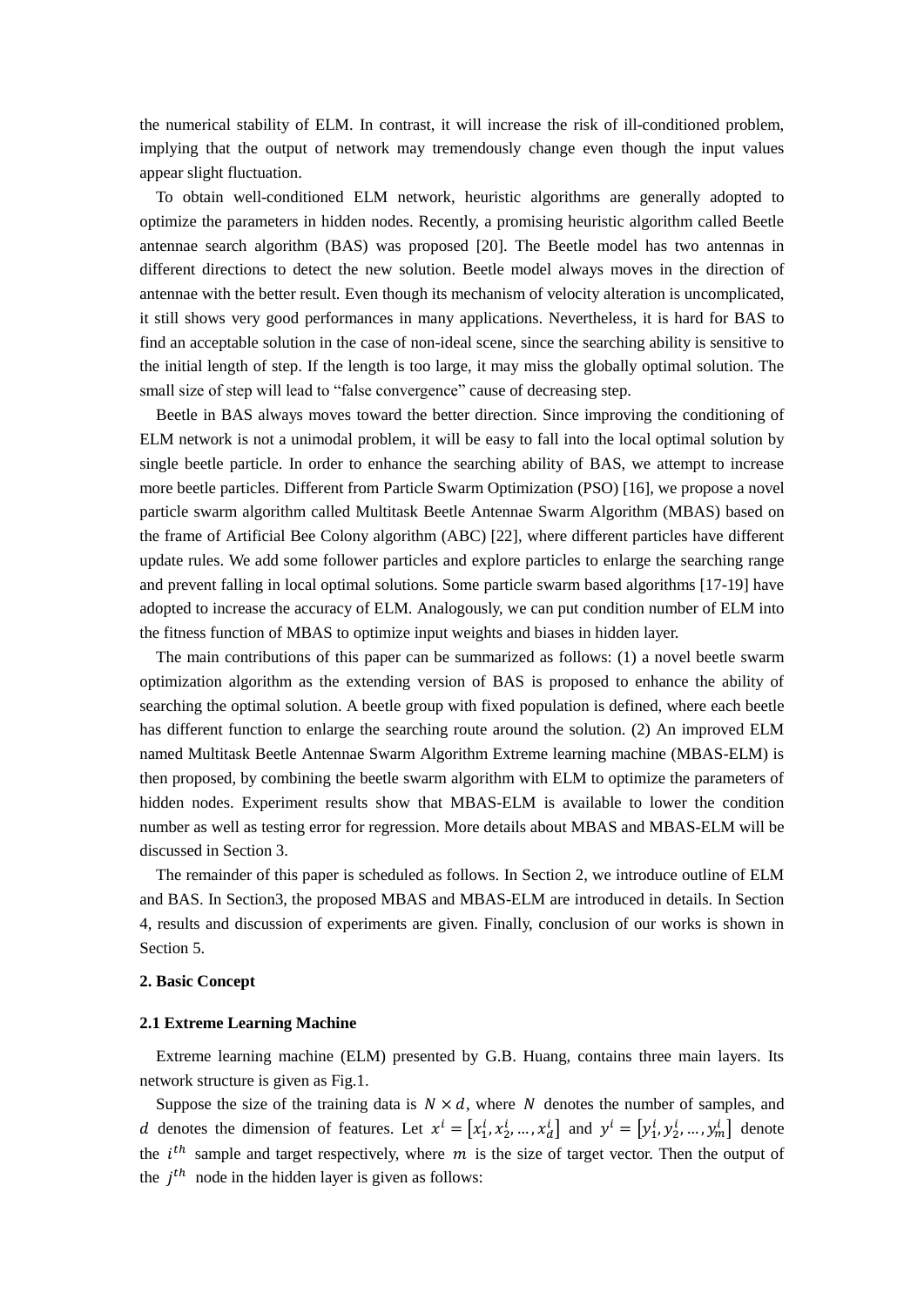the numerical stability of ELM. In contrast, it will increase the risk of ill-conditioned problem, implying that the output of network may tremendously change even though the input values appear slight fluctuation.

To obtain well-conditioned ELM network, heuristic algorithms are generally adopted to optimize the parameters in hidden nodes. Recently, a promising heuristic algorithm called Beetle antennae search algorithm (BAS) was proposed [20]. The Beetle model has two antennas in different directions to detect the new solution. Beetle model always moves in the direction of antennae with the better result. Even though its mechanism of velocity alteration is uncomplicated, it still shows very good performances in many applications. Nevertheless, it is hard for BAS to find an acceptable solution in the case of non-ideal scene, since the searching ability is sensitive to the initial length of step. If the length is too large, it may miss the globally optimal solution. The small size of step will lead to "false convergence" cause of decreasing step.

Beetle in BAS always moves toward the better direction. Since improving the conditioning of ELM network is not a unimodal problem, it will be easy to fall into the local optimal solution by single beetle particle. In order to enhance the searching ability of BAS, we attempt to increase more beetle particles. Different from Particle Swarm Optimization (PSO) [16], we propose a novel particle swarm algorithm called Multitask Beetle Antennae Swarm Algorithm (MBAS) based on the frame of Artificial Bee Colony algorithm (ABC) [22], where different particles have different update rules. We add some follower particles and explore particles to enlarge the searching range and prevent falling in local optimal solutions. Some particle swarm based algorithms [17-19] have adopted to increase the accuracy of ELM. Analogously, we can put condition number of ELM into the fitness function of MBAS to optimize input weights and biases in hidden layer.

The main contributions of this paper can be summarized as follows: (1) a novel beetle swarm optimization algorithm as the extending version of BAS is proposed to enhance the ability of searching the optimal solution. A beetle group with fixed population is defined, where each beetle has different function to enlarge the searching route around the solution. (2) An improved ELM named Multitask Beetle Antennae Swarm Algorithm Extreme learning machine (MBAS-ELM) is then proposed, by combining the beetle swarm algorithm with ELM to optimize the parameters of hidden nodes. Experiment results show that MBAS-ELM is available to lower the condition number as well as testing error for regression. More details about MBAS and MBAS-ELM will be discussed in Section 3.

The remainder of this paper is scheduled as follows. In Section 2, we introduce outline of ELM and BAS. In Section3, the proposed MBAS and MBAS-ELM are introduced in details. In Section 4, results and discussion of experiments are given. Finally, conclusion of our works is shown in Section 5.

## 2. Basic Concept

### 2.1 Extreme Learning Machine

Extreme learning machine (ELM) presented by G.B. Huang, contains three main layers. Its network structure is given as Fig.1.

Suppose the size of the training data is $N \times d$, where $N$ denotes the number of samples, and $d$ denotes the dimension of features. Let $x^i = [x_1^i, x_2^i, \ldots, x_d^i]$ and $y^i = [y_1^i, y_2^i, \ldots, y_m^i]$ denote the $i^{th}$ sample and target respectively, where $m$ is the size of target vector. Then the output of the $j^{th}$ node in the hidden layer is given as follows: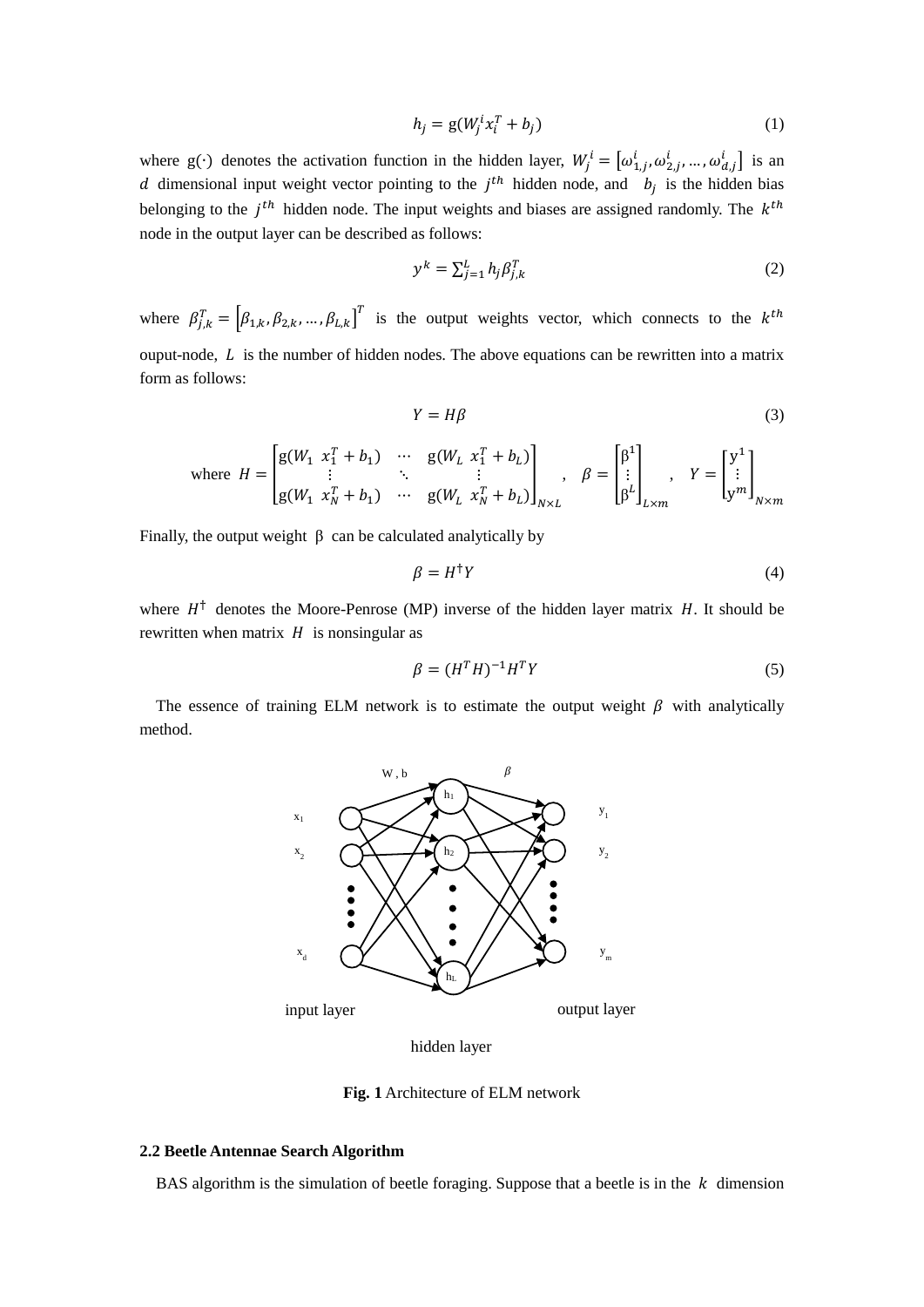$$h_j = \mathrm{g}(W_j^i x_i^T + b_j) \tag{1}$$

where $\mathrm{g}(\cdot)$ denotes the activation function in the hidden layer, $W_j^i = [\omega_{1,j}^i, \omega_{2,j}^i, \ldots, \omega_{d,j}^i]$ is an $d$ dimensional input weight vector pointing to the $j^{th}$ hidden node, and $b_j$ is the hidden bias belonging to the $j^{th}$ hidden node. The input weights and biases are assigned randomly. The $k^{th}$ node in the output layer can be described as follows:

$$y^k = \sum_{j=1}^{L} h_j \beta_{j,k}^T \tag{2}$$

where $\beta_{j,k}^T = [\beta_{1,k}, \beta_{2,k}, \ldots, \beta_{L,k}]^T$ is the output weights vector, which connects to the $k^{th}$ ouput-node, $L$ is the number of hidden nodes. The above equations can be rewritten into a matrix form as follows:

$$Y = H\beta \tag{3}$$

where $H = \begin{bmatrix} \mathrm{g}(W_1 \ x_1^T + b_1) & \cdots & \mathrm{g}(W_L \ x_1^T + b_L) \\ \vdots & \ddots & \vdots \\ \mathrm{g}(W_1 \ x_N^T + b_1) & \cdots & \mathrm{g}(W_L \ x_N^T + b_L) \end{bmatrix}_{N \times L}$, $\beta = \begin{bmatrix} \beta^1 \\ \vdots \\ \beta^L \end{bmatrix}_{L \times m}$, $Y = \begin{bmatrix} \mathrm{y}^1 \\ \vdots \\ \mathrm{y}^m \end{bmatrix}_{N \times m}$

Finally, the output weight $\beta$ can be calculated analytically by

$$\beta = H^{\dagger} Y \tag{4}$$

where $H^{\dagger}$ denotes the Moore-Penrose (MP) inverse of the hidden layer matrix $H$. It should be rewritten when matrix $H$ is nonsingular as

$$\beta = (H^T H)^{-1} H^T Y \tag{5}$$

The essence of training ELM network is to estimate the output weight $\beta$ with analytically method.

**Fig. 1** Architecture of ELM network

**2.2 Beetle Antennae Search Algorithm**

BAS algorithm is the simulation of beetle foraging. Suppose that a beetle is in the $k$ dimension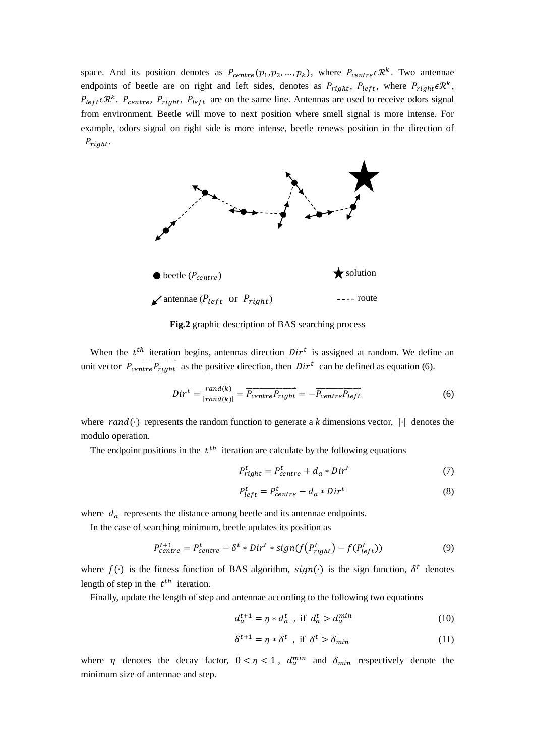space. And its position denotes as $P_{centre}(p_1, p_2, \ldots, p_k)$, where $P_{centre} \epsilon \mathcal{R}^k$. Two antennae endpoints of beetle are on right and left sides, denotes as $P_{right}$, $P_{left}$, where $P_{right} \epsilon \mathcal{R}^k$, $P_{left} \epsilon \mathcal{R}^k$. $P_{centre}$, $P_{right}$, $P_{left}$ are on the same line. Antennas are used to receive odors signal from environment. Beetle will move to next position where smell signal is more intense. For example, odors signal on right side is more intense, beetle renews position in the direction of $P_{right}$.

beetle ($P_{centre}$) solution

antennae ($P_{left}$ or $P_{right}$) route

**Fig.2** graphic description of BAS searching process

When the $t^{th}$ iteration begins, antennas direction $Dir^t$ is assigned at random. We define an unit vector $\overrightarrow{P_{centre}P_{right}}$ as the positive direction, then $Dir^t$ can be defined as equation (6).

$$Dir^t = \frac{rand(k)}{|rand(k)|} = \overrightarrow{P_{centre}P_{right}} = -\overrightarrow{P_{centre}P_{left}} \tag{6}$$

where $rand(\cdot)$ represents the random function to generate a *k* dimensions vector, $|\cdot|$ denotes the modulo operation.

The endpoint positions in the $t^{th}$ iteration are calculate by the following equations

$$P_{right}^t = P_{centre}^t + d_a * Dir^t \tag{7}$$

$$P_{left}^t = P_{centre}^t - d_a * Dir^t \tag{8}$$

where $d_a$ represents the distance among beetle and its antennae endpoints.

In the case of searching minimum, beetle updates its position as

$$P_{centre}^{t+1} = P_{centre}^t - \delta^t * Dir^t * sign(f(P_{right}^t) - f(P_{left}^t)) \tag{9}$$

where $f(\cdot)$ is the fitness function of BAS algorithm, $sign(\cdot)$ is the sign function, $\delta^t$ denotes length of step in the $t^{th}$ iteration.

Finally, update the length of step and antennae according to the following two equations

$$d_a^{t+1} = \eta * d_a^t \text{ , if } d_a^t > d_a^{min} \tag{10}$$

$$\delta^{t+1} = \eta * \delta^t \text{ , if } \delta^t > \delta_{min} \tag{11}$$

where $\eta$ denotes the decay factor, $0 < \eta < 1$, $d_a^{min}$ and $\delta_{min}$ respectively denote the minimum size of antennae and step.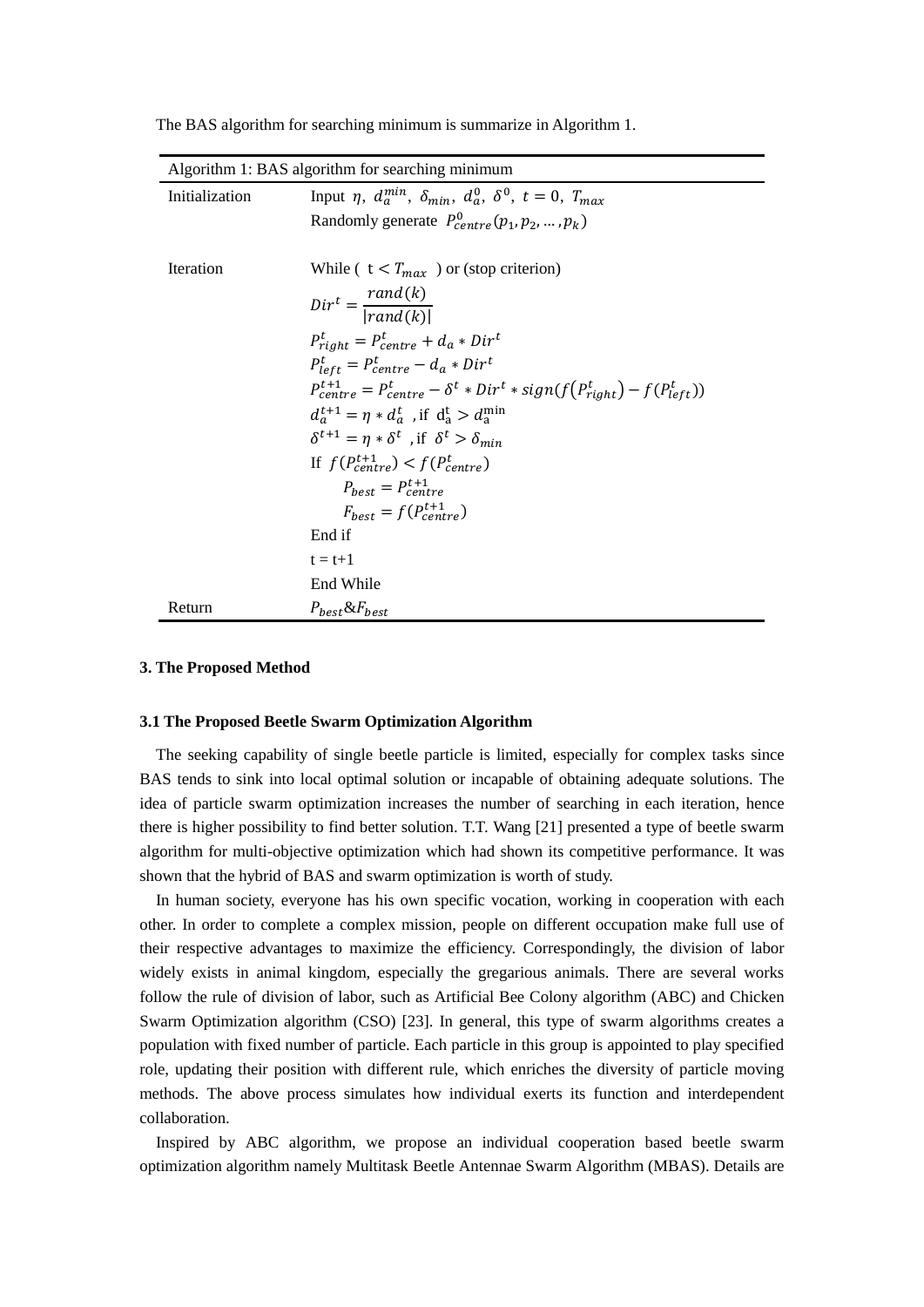The BAS algorithm for searching minimum is summarize in Algorithm 1.

| Algorithm 1: BAS algorithm for searching minimum | |
|---|---|
| Initialization | Input $\eta,\ d_a^{min},\ \delta_{min},\ d_a^0,\ \delta^0,\ t=0,\ T_{max}$ |
| | Randomly generate $P_{centre}^0(p_1, p_2, \dots, p_k)$ |
| Iteration | While ( $t < T_{max}$ ) or (stop criterion) |
| | $Dir^t = \dfrac{rand(k)}{\lvert rand(k)\rvert}$ |
| | $P_{right}^t = P_{centre}^t + d_a * Dir^t$ |
| | $P_{left}^t = P_{centre}^t - d_a * Dir^t$ |
| | $P_{centre}^{t+1} = P_{centre}^t - \delta^t * Dir^t * sign(f(P_{right}^t) - f(P_{left}^t))$ |
| | $d_a^{t+1} = \eta * d_a^t$ , if $d_a^t > d_a^{min}$ |
| | $\delta^{t+1} = \eta * \delta^t$ , if $\delta^t > \delta_{min}$ |
| | If $f(P_{centre}^{t+1}) < f(P_{centre}^t)$ |
| | $P_{best} = P_{centre}^{t+1}$ |
| | $F_{best} = f(P_{centre}^{t+1})$ |
| | End if |
| | t = t+1 |
| | End While |
| Return | $P_{best}$&$F_{best}$ |

### 3. The Proposed Method

#### 3.1 The Proposed Beetle Swarm Optimization Algorithm

The seeking capability of single beetle particle is limited, especially for complex tasks since BAS tends to sink into local optimal solution or incapable of obtaining adequate solutions. The idea of particle swarm optimization increases the number of searching in each iteration, hence there is higher possibility to find better solution. T.T. Wang [21] presented a type of beetle swarm algorithm for multi-objective optimization which had shown its competitive performance. It was shown that the hybrid of BAS and swarm optimization is worth of study.

In human society, everyone has his own specific vocation, working in cooperation with each other. In order to complete a complex mission, people on different occupation make full use of their respective advantages to maximize the efficiency. Correspondingly, the division of labor widely exists in animal kingdom, especially the gregarious animals. There are several works follow the rule of division of labor, such as Artificial Bee Colony algorithm (ABC) and Chicken Swarm Optimization algorithm (CSO) [23]. In general, this type of swarm algorithms creates a population with fixed number of particle. Each particle in this group is appointed to play specified role, updating their position with different rule, which enriches the diversity of particle moving methods. The above process simulates how individual exerts its function and interdependent collaboration.

Inspired by ABC algorithm, we propose an individual cooperation based beetle swarm optimization algorithm namely Multitask Beetle Antennae Swarm Algorithm (MBAS). Details are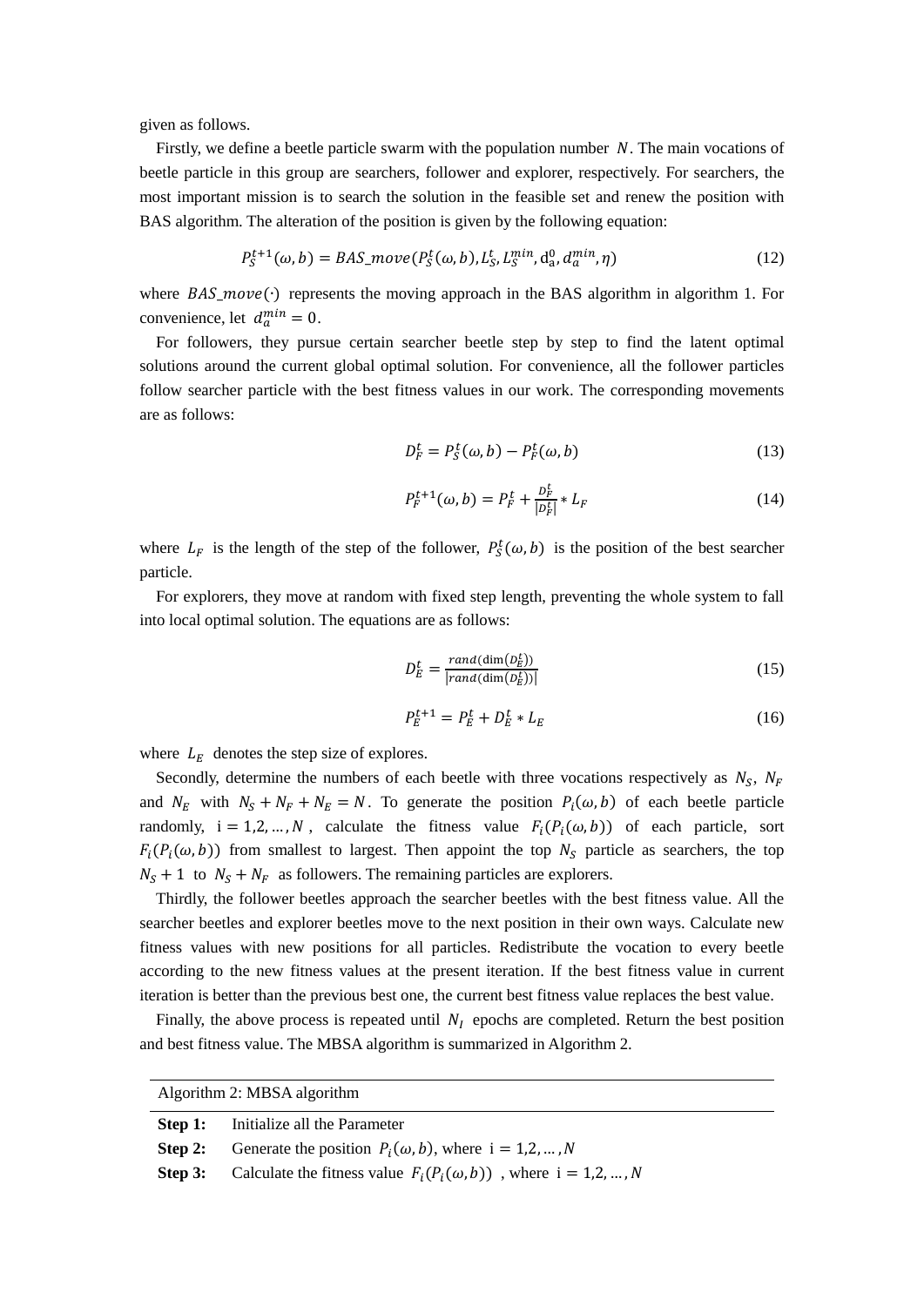given as follows.

Firstly, we define a beetle particle swarm with the population number $N$. The main vocations of beetle particle in this group are searchers, follower and explorer, respectively. For searchers, the most important mission is to search the solution in the feasible set and renew the position with BAS algorithm. The alteration of the position is given by the following equation:

$$P_S^{t+1}(\omega, b) = BAS\_move(P_S^t(\omega, b), L_S^t, L_S^{min}, d_a^0, d_a^{min}, \eta) \tag{12}$$

where $BAS\_move(\cdot)$ represents the moving approach in the BAS algorithm in algorithm 1. For convenience, let $d_a^{min} = 0$.

For followers, they pursue certain searcher beetle step by step to find the latent optimal solutions around the current global optimal solution. For convenience, all the follower particles follow searcher particle with the best fitness values in our work. The corresponding movements are as follows:

$$D_F^t = P_S^t(\omega, b) - P_F^t(\omega, b) \tag{13}$$

$$P_F^{t+1}(\omega, b) = P_F^t + \frac{D_F^t}{|D_F^t|} * L_F \tag{14}$$

where $L_F$ is the length of the step of the follower, $P_S^t(\omega, b)$ is the position of the best searcher particle.

For explorers, they move at random with fixed step length, preventing the whole system to fall into local optimal solution. The equations are as follows:

$$D_E^t = \frac{rand(\dim(D_E^t))}{|rand(\dim(D_E^t))|} \tag{15}$$

$$P_E^{t+1} = P_E^t + D_E^t * L_E \tag{16}$$

where $L_E$ denotes the step size of explores.

Secondly, determine the numbers of each beetle with three vocations respectively as $N_S$, $N_F$ and $N_E$ with $N_S + N_F + N_E = N$. To generate the position $P_i(\omega, b)$ of each beetle particle randomly, $i = 1,2,\dots,N$, calculate the fitness value $F_i(P_i(\omega, b))$ of each particle, sort $F_i(P_i(\omega, b))$ from smallest to largest. Then appoint the top $N_S$ particle as searchers, the top $N_S + 1$ to $N_S + N_F$ as followers. The remaining particles are explorers.

Thirdly, the follower beetles approach the searcher beetles with the best fitness value. All the searcher beetles and explorer beetles move to the next position in their own ways. Calculate new fitness values with new positions for all particles. Redistribute the vocation to every beetle according to the new fitness values at the present iteration. If the best fitness value in current iteration is better than the previous best one, the current best fitness value replaces the best value.

Finally, the above process is repeated until $N_I$ epochs are completed. Return the best position and best fitness value. The MBSA algorithm is summarized in Algorithm 2.

| Algorithm 2: MBSA algorithm | |
|---|---|
| **Step 1:** | Initialize all the Parameter |
| **Step 2:** | Generate the position $P_i(\omega, b)$, where $i = 1,2,\dots,N$ |
| **Step 3:** | Calculate the fitness value $F_i(P_i(\omega, b))$, where $i = 1,2,\dots,N$ |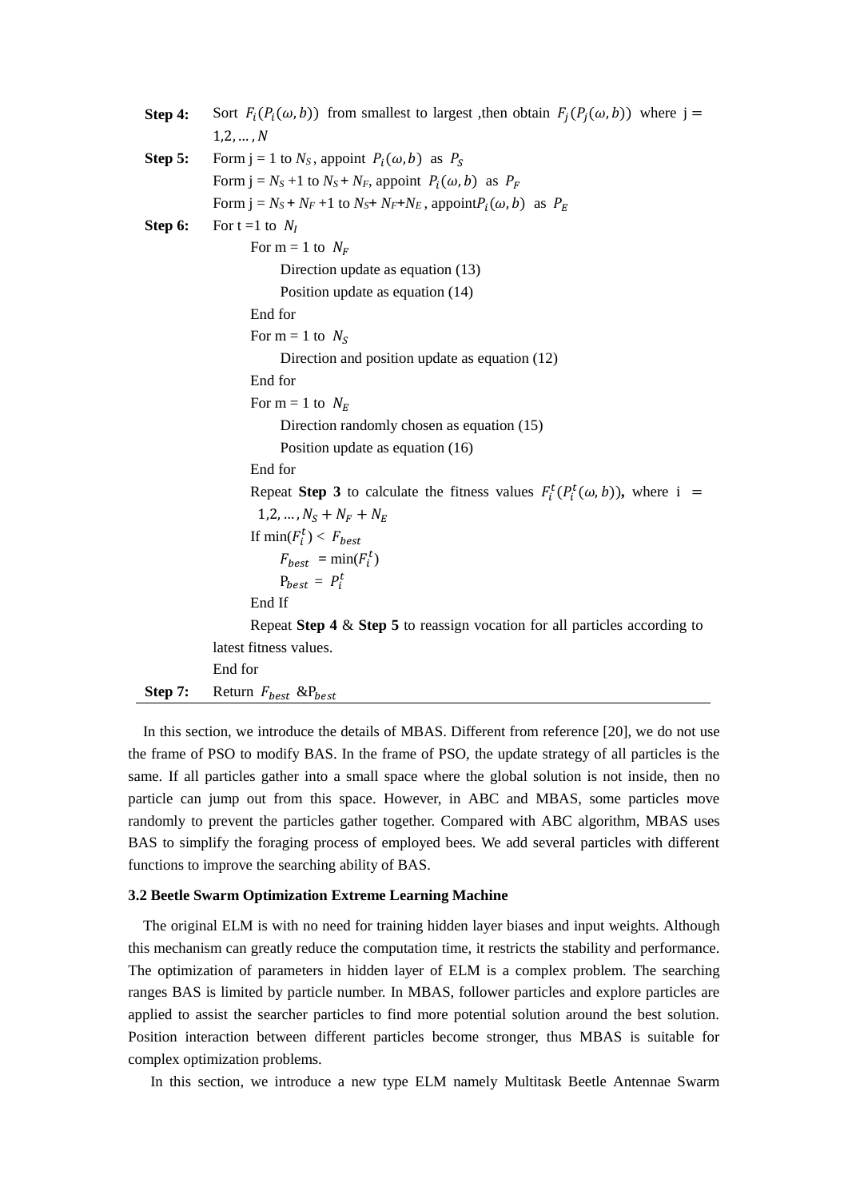**Step 4:** Sort $F_i(P_i(\omega, b))$ from smallest to largest ,then obtain $F_j(P_j(\omega, b))$ where j = $1,2, \ldots, N$

**Step 5:** Form j = 1 to $N_S$, appoint $P_i(\omega, b)$ as $P_S$

Form j = $N_S$ +1 to $N_S$ + $N_F$, appoint $P_i(\omega, b)$ as $P_F$

Form j = $N_S$ + $N_F$ +1 to $N_S$+ $N_F$+$N_E$ , appoint$P_i(\omega, b)$ as $P_E$

**Step 6:** For t =1 to $N_I$

For m = 1 to $N_F$

Direction update as equation (13)

Position update as equation (14)

End for

For m = 1 to $N_S$

Direction and position update as equation (12)

End for

For m = 1 to $N_E$

Direction randomly chosen as equation (15)

Position update as equation (16)

End for

Repeat **Step 3** to calculate the fitness values $F_i^t(P_i^t(\omega, b))$**,** where i = $1,2, \ldots, N_S + N_F + N_E$

If $\min(F_i^t) < F_{best}$

$F_{best} = \min(F_i^t)$

$P_{best} = P_i^t$

End If

Repeat **Step 4** & **Step 5** to reassign vocation for all particles according to latest fitness values.

End for

**Step 7:** Return $F_{best}$ &$P_{best}$

In this section, we introduce the details of MBAS. Different from reference [20], we do not use the frame of PSO to modify BAS. In the frame of PSO, the update strategy of all particles is the same. If all particles gather into a small space where the global solution is not inside, then no particle can jump out from this space. However, in ABC and MBAS, some particles move randomly to prevent the particles gather together. Compared with ABC algorithm, MBAS uses BAS to simplify the foraging process of employed bees. We add several particles with different functions to improve the searching ability of BAS.

### 3.2 Beetle Swarm Optimization Extreme Learning Machine

The original ELM is with no need for training hidden layer biases and input weights. Although this mechanism can greatly reduce the computation time, it restricts the stability and performance. The optimization of parameters in hidden layer of ELM is a complex problem. The searching ranges BAS is limited by particle number. In MBAS, follower particles and explore particles are applied to assist the searcher particles to find more potential solution around the best solution. Position interaction between different particles become stronger, thus MBAS is suitable for complex optimization problems.

In this section, we introduce a new type ELM namely Multitask Beetle Antennae Swarm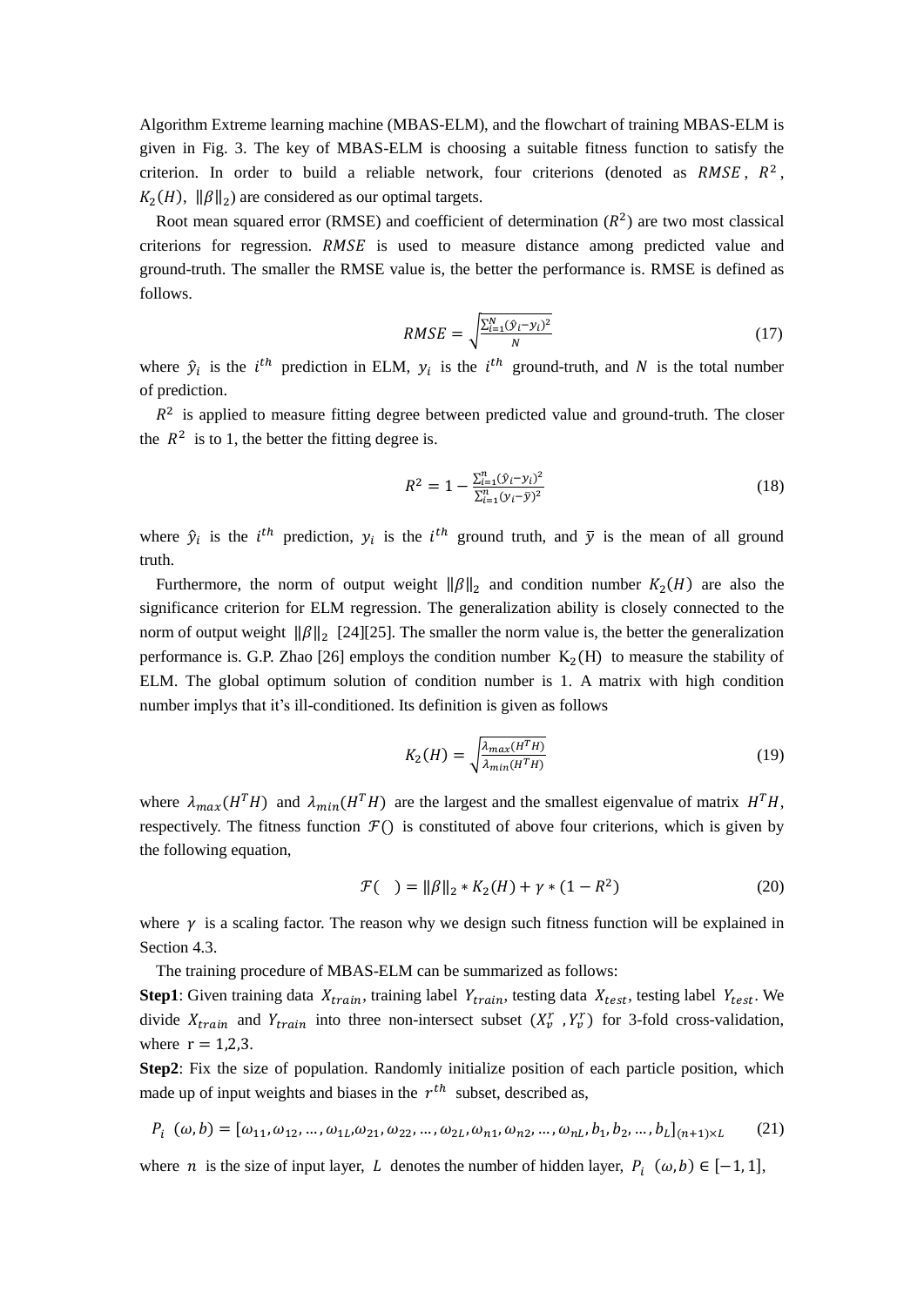Algorithm Extreme learning machine (MBAS-ELM), and the flowchart of training MBAS-ELM is given in Fig. 3. The key of MBAS-ELM is choosing a suitable fitness function to satisfy the criterion. In order to build a reliable network, four criterions (denoted as $RMSE$, $R^2$, $K_2(H)$, $\|\beta\|_2$) are considered as our optimal targets.

Root mean squared error (RMSE) and coefficient of determination ($R^2$) are two most classical criterions for regression. $RMSE$ is used to measure distance among predicted value and ground-truth. The smaller the RMSE value is, the better the performance is. RMSE is defined as follows.

$$RMSE = \sqrt{\frac{\sum_{i=1}^{N}(\hat{y}_i - y_i)^2}{N}} \tag{17}$$

where $\hat{y}_i$ is the $i^{th}$ prediction in ELM, $y_i$ is the $i^{th}$ ground-truth, and $N$ is the total number of prediction.

$R^2$ is applied to measure fitting degree between predicted value and ground-truth. The closer the $R^2$ is to 1, the better the fitting degree is.

$$R^2 = 1 - \frac{\sum_{i=1}^{n}(\hat{y}_i - y_i)^2}{\sum_{i=1}^{n}(y_i - \bar{y})^2} \tag{18}$$

where $\hat{y}_i$ is the $i^{th}$ prediction, $y_i$ is the $i^{th}$ ground truth, and $\bar{y}$ is the mean of all ground truth.

Furthermore, the norm of output weight $\|\beta\|_2$ and condition number $K_2(H)$ are also the significance criterion for ELM regression. The generalization ability is closely connected to the norm of output weight $\|\beta\|_2$ [24][25]. The smaller the norm value is, the better the generalization performance is. G.P. Zhao [26] employs the condition number $K_2(H)$ to measure the stability of ELM. The global optimum solution of condition number is 1. A matrix with high condition number implys that it's ill-conditioned. Its definition is given as follows

$$K_2(H) = \sqrt{\frac{\lambda_{max}(H^T H)}{\lambda_{min}(H^T H)}} \tag{19}$$

where $\lambda_{max}(H^T H)$ and $\lambda_{min}(H^T H)$ are the largest and the smallest eigenvalue of matrix $H^T H$, respectively. The fitness function $\mathcal{F}()$ is constituted of above four criterions, which is given by the following equation,

$$\mathcal{F}(\quad) = \|\beta\|_2 * K_2(H) + \gamma * (1 - R^2) \tag{20}$$

where $\gamma$ is a scaling factor. The reason why we design such fitness function will be explained in Section 4.3.

The training procedure of MBAS-ELM can be summarized as follows:

**Step1**: Given training data $X_{train}$, training label $Y_{train}$, testing data $X_{test}$, testing label $Y_{test}$. We divide $X_{train}$ and $Y_{train}$ into three non-intersect subset $(X_v^r\ , Y_v^r)$ for 3-fold cross-validation, where $r = 1,2,3$.

**Step2**: Fix the size of population. Randomly initialize position of each particle position, which made up of input weights and biases in the $r^{th}$ subset, described as,

$$P_i\ (\omega, b) = [\omega_{11}, \omega_{12}, \ldots, \omega_{1L}, \omega_{21}, \omega_{22}, \ldots, \omega_{2L}, \omega_{n1}, \omega_{n2}, \ldots, \omega_{nL}, b_1, b_2, \ldots, b_L]_{(n+1)\times L} \tag{21}$$

where $n$ is the size of input layer, $L$ denotes the number of hidden layer, $P_i\ (\omega, b) \in [-1, 1]$,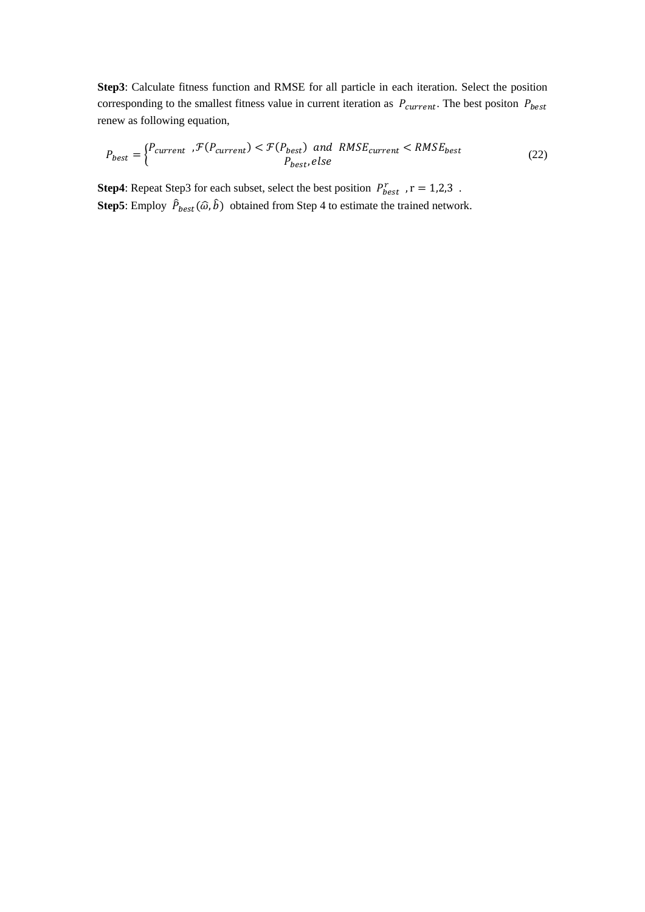**Step3**: Calculate fitness function and RMSE for all particle in each iteration. Select the position corresponding to the smallest fitness value in current iteration as $P_{current}$. The best positon $P_{best}$ renew as following equation,

$$P_{best} = \begin{cases} P_{current} \ \ , \mathcal{F}(P_{current}) < \mathcal{F}(P_{best}) \ \ and \ \ RMSE_{current} < RMSE_{best} \\ P_{best}, else \end{cases} \tag{22}$$

**Step4**: Repeat Step3 for each subset, select the best position $P_{best}^{r}$ , $\mathrm{r} = 1,2,3$ .

**Step5**: Employ $\hat{P}_{best}(\widehat{\omega}, \hat{b})$ obtained from Step 4 to estimate the trained network.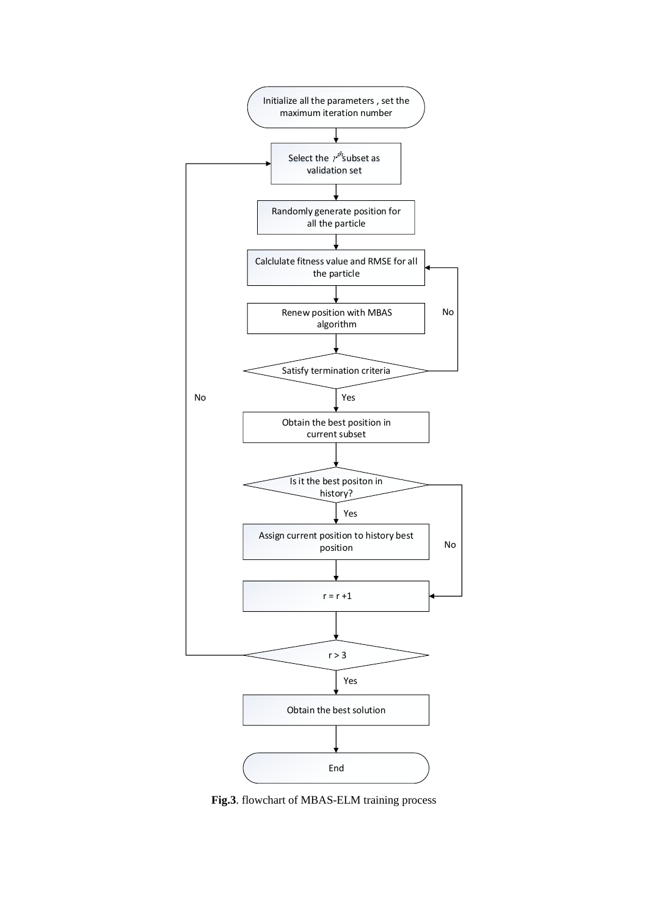Initialize all the parameters , set the maximum iteration number

Select the $r^{th}$ subset as validation set

Randomly generate position for all the particle

Calclulate fitness value and RMSE for all the particle

Renew position with MBAS algorithm

Satisfy termination criteria

No

Yes

Obtain the best position in current subset

Is it the best positon in history?

Yes

No

Assign current position to history best position

r = r +1

r > 3

No

Yes

Obtain the best solution

End

**Fig.3**. flowchart of MBAS-ELM training process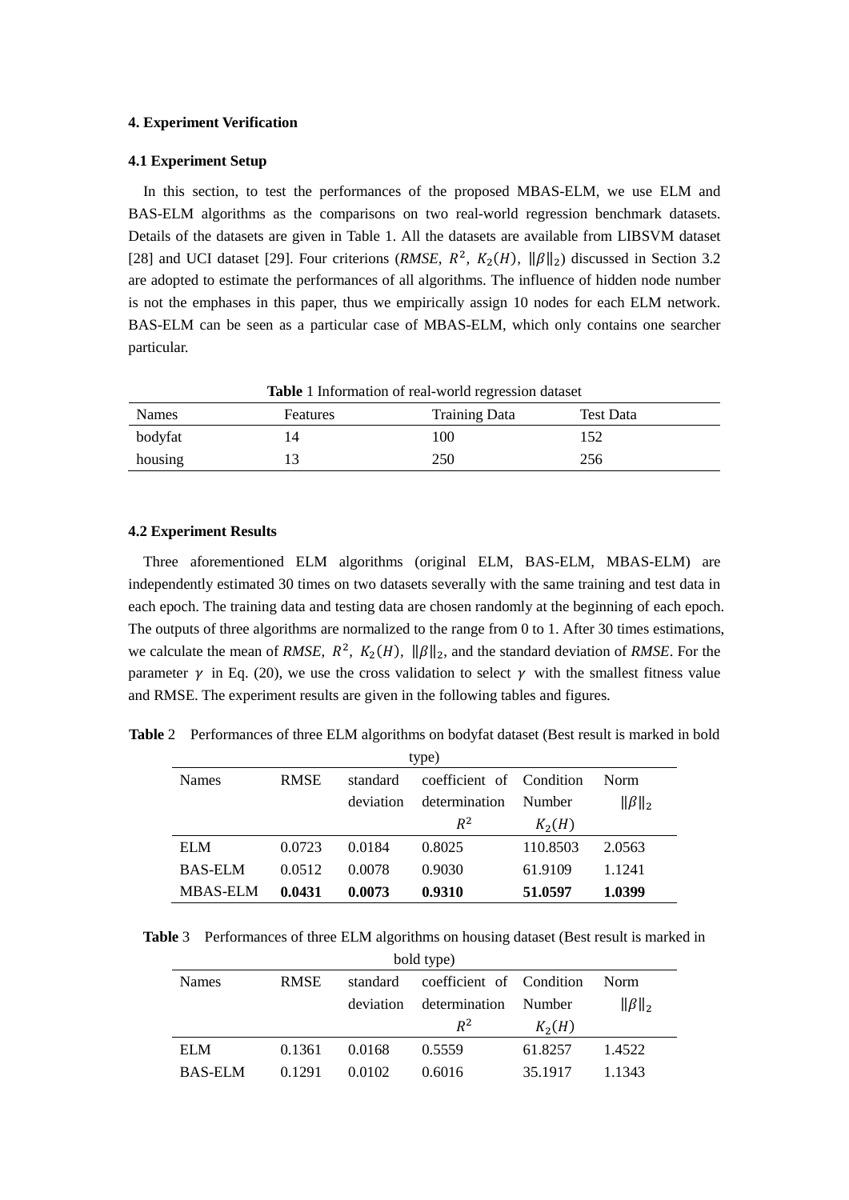## 4. Experiment Verification

### 4.1 Experiment Setup

In this section, to test the performances of the proposed MBAS-ELM, we use ELM and BAS-ELM algorithms as the comparisons on two real-world regression benchmark datasets. Details of the datasets are given in Table 1. All the datasets are available from LIBSVM dataset [28] and UCI dataset [29]. Four criterions (*RMSE,* $R^2$, $K_2(H)$, $\|\beta\|_2$) discussed in Section 3.2 are adopted to estimate the performances of all algorithms. The influence of hidden node number is not the emphases in this paper, thus we empirically assign 10 nodes for each ELM network. BAS-ELM can be seen as a particular case of MBAS-ELM, which only contains one searcher particular.

**Table** 1 Information of real-world regression dataset

| Names | Features | Training Data | Test Data |
|---|---|---|---|
| bodyfat | 14 | 100 | 152 |
| housing | 13 | 250 | 256 |

### 4.2 Experiment Results

Three aforementioned ELM algorithms (original ELM, BAS-ELM, MBAS-ELM) are independently estimated 30 times on two datasets severally with the same training and test data in each epoch. The training data and testing data are chosen randomly at the beginning of each epoch. The outputs of three algorithms are normalized to the range from 0 to 1. After 30 times estimations, we calculate the mean of *RMSE,* $R^2$, $K_2(H)$, $\|\beta\|_2$, and the standard deviation of *RMSE*. For the parameter $\gamma$ in Eq. (20), we use the cross validation to select $\gamma$ with the smallest fitness value and RMSE. The experiment results are given in the following tables and figures.

**Table** 2 Performances of three ELM algorithms on bodyfat dataset (Best result is marked in bold type)

| Names | RMSE | standard deviation | coefficient of determination $R^2$ | Condition Number $K_2(H)$ | Norm $\|\beta\|_2$ |
|---|---|---|---|---|---|
| ELM | 0.0723 | 0.0184 | 0.8025 | 110.8503 | 2.0563 |
| BAS-ELM | 0.0512 | 0.0078 | 0.9030 | 61.9109 | 1.1241 |
| MBAS-ELM | **0.0431** | **0.0073** | **0.9310** | **51.0597** | **1.0399** |

**Table** 3 Performances of three ELM algorithms on housing dataset (Best result is marked in bold type)

| Names | RMSE | standard deviation | coefficient of determination $R^2$ | Condition Number $K_2(H)$ | Norm $\|\beta\|_2$ |
|---|---|---|---|---|---|
| ELM | 0.1361 | 0.0168 | 0.5559 | 61.8257 | 1.4522 |
| BAS-ELM | 0.1291 | 0.0102 | 0.6016 | 35.1917 | 1.1343 |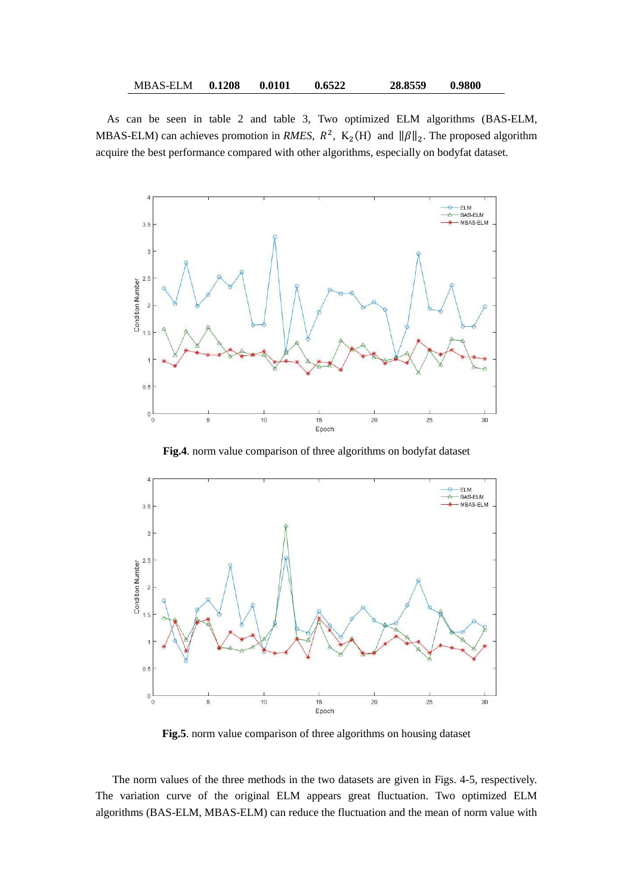| MBAS-ELM | **0.1208** | **0.0101** | **0.6522** | **28.8559** | **0.9800** |
|---|---|---|---|---|---|

As can be seen in table 2 and table 3, Two optimized ELM algorithms (BAS-ELM, MBAS-ELM) can achieves promotion in *RMES*, $R^2$, $K_2(H)$ and $\|\beta\|_2$. The proposed algorithm acquire the best performance compared with other algorithms, especially on bodyfat dataset.

**Fig.4**. norm value comparison of three algorithms on bodyfat dataset

**Fig.5**. norm value comparison of three algorithms on housing dataset

The norm values of the three methods in the two datasets are given in Figs. 4-5, respectively. The variation curve of the original ELM appears great fluctuation. Two optimized ELM algorithms (BAS-ELM, MBAS-ELM) can reduce the fluctuation and the mean of norm value with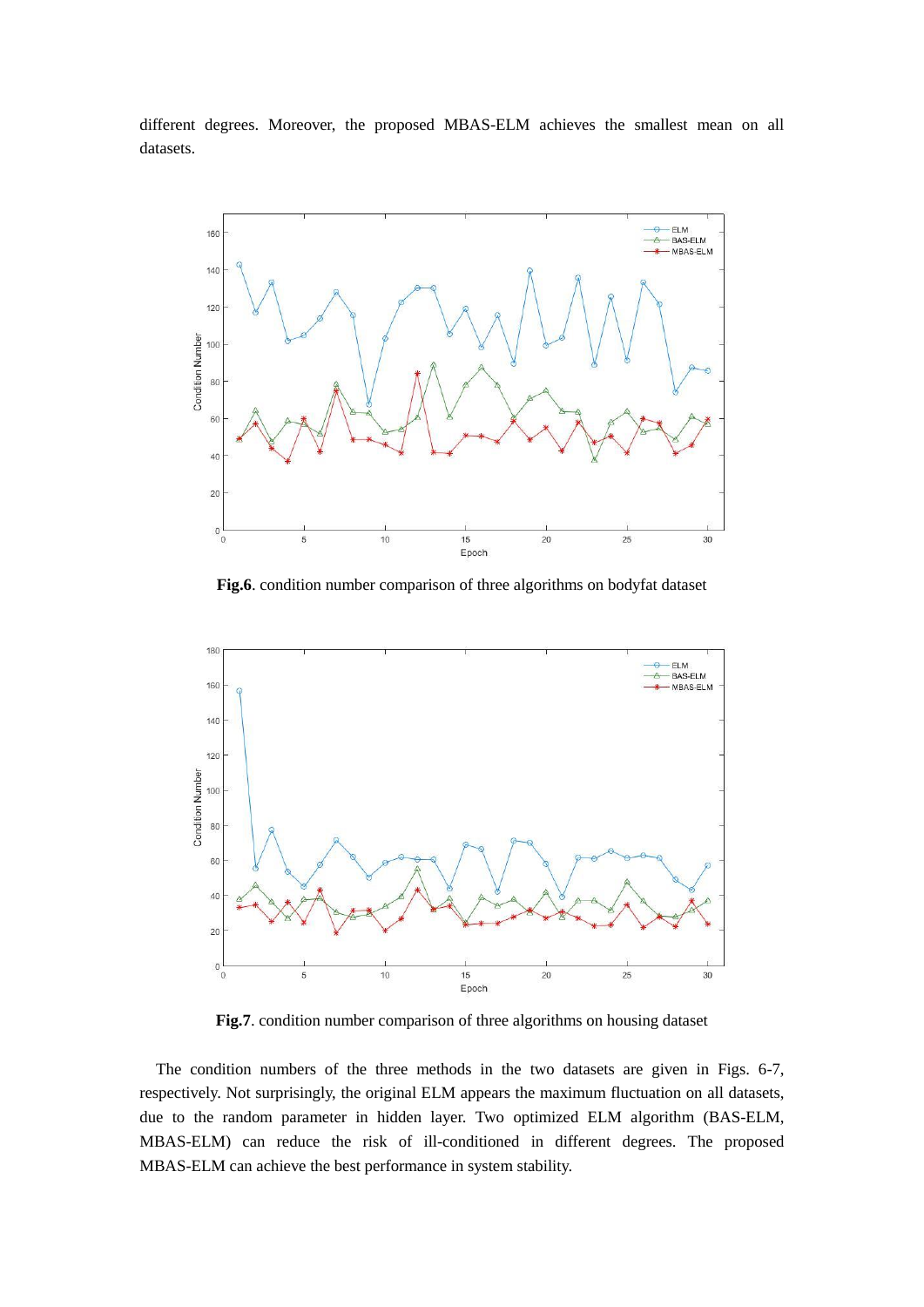different degrees. Moreover, the proposed MBAS-ELM achieves the smallest mean on all datasets.

**Fig.6**. condition number comparison of three algorithms on bodyfat dataset

**Fig.7**. condition number comparison of three algorithms on housing dataset

The condition numbers of the three methods in the two datasets are given in Figs. 6-7, respectively. Not surprisingly, the original ELM appears the maximum fluctuation on all datasets, due to the random parameter in hidden layer. Two optimized ELM algorithm (BAS-ELM, MBAS-ELM) can reduce the risk of ill-conditioned in different degrees. The proposed MBAS-ELM can achieve the best performance in system stability.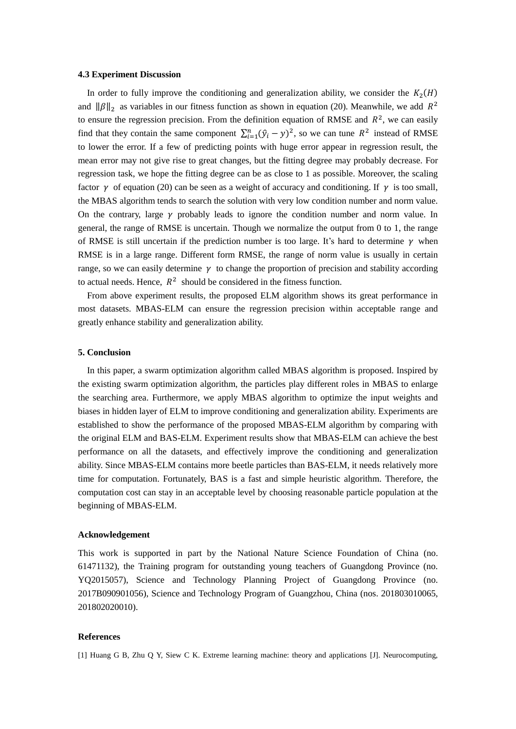### 4.3 Experiment Discussion

In order to fully improve the conditioning and generalization ability, we consider the $K_2(H)$ and $\|\beta\|_2$ as variables in our fitness function as shown in equation (20). Meanwhile, we add $R^2$ to ensure the regression precision. From the definition equation of RMSE and $R^2$, we can easily find that they contain the same component $\sum_{i=1}^{n}(\hat{y}_i - y)^2$, so we can tune $R^2$ instead of RMSE to lower the error. If a few of predicting points with huge error appear in regression result, the mean error may not give rise to great changes, but the fitting degree may probably decrease. For regression task, we hope the fitting degree can be as close to 1 as possible. Moreover, the scaling factor $\gamma$ of equation (20) can be seen as a weight of accuracy and conditioning. If $\gamma$ is too small, the MBAS algorithm tends to search the solution with very low condition number and norm value. On the contrary, large $\gamma$ probably leads to ignore the condition number and norm value. In general, the range of RMSE is uncertain. Though we normalize the output from 0 to 1, the range of RMSE is still uncertain if the prediction number is too large. It's hard to determine $\gamma$ when RMSE is in a large range. Different form RMSE, the range of norm value is usually in certain range, so we can easily determine $\gamma$ to change the proportion of precision and stability according to actual needs. Hence, $R^2$ should be considered in the fitness function.

From above experiment results, the proposed ELM algorithm shows its great performance in most datasets. MBAS-ELM can ensure the regression precision within acceptable range and greatly enhance stability and generalization ability.

### 5. Conclusion

In this paper, a swarm optimization algorithm called MBAS algorithm is proposed. Inspired by the existing swarm optimization algorithm, the particles play different roles in MBAS to enlarge the searching area. Furthermore, we apply MBAS algorithm to optimize the input weights and biases in hidden layer of ELM to improve conditioning and generalization ability. Experiments are established to show the performance of the proposed MBAS-ELM algorithm by comparing with the original ELM and BAS-ELM. Experiment results show that MBAS-ELM can achieve the best performance on all the datasets, and effectively improve the conditioning and generalization ability. Since MBAS-ELM contains more beetle particles than BAS-ELM, it needs relatively more time for computation. Fortunately, BAS is a fast and simple heuristic algorithm. Therefore, the computation cost can stay in an acceptable level by choosing reasonable particle population at the beginning of MBAS-ELM.

### Acknowledgement

This work is supported in part by the National Nature Science Foundation of China (no. 61471132), the Training program for outstanding young teachers of Guangdong Province (no. YQ2015057), Science and Technology Planning Project of Guangdong Province (no. 2017B090901056), Science and Technology Program of Guangzhou, China (nos. 201803010065, 201802020010).

### References

[1] Huang G B, Zhu Q Y, Siew C K. Extreme learning machine: theory and applications [J]. Neurocomputing,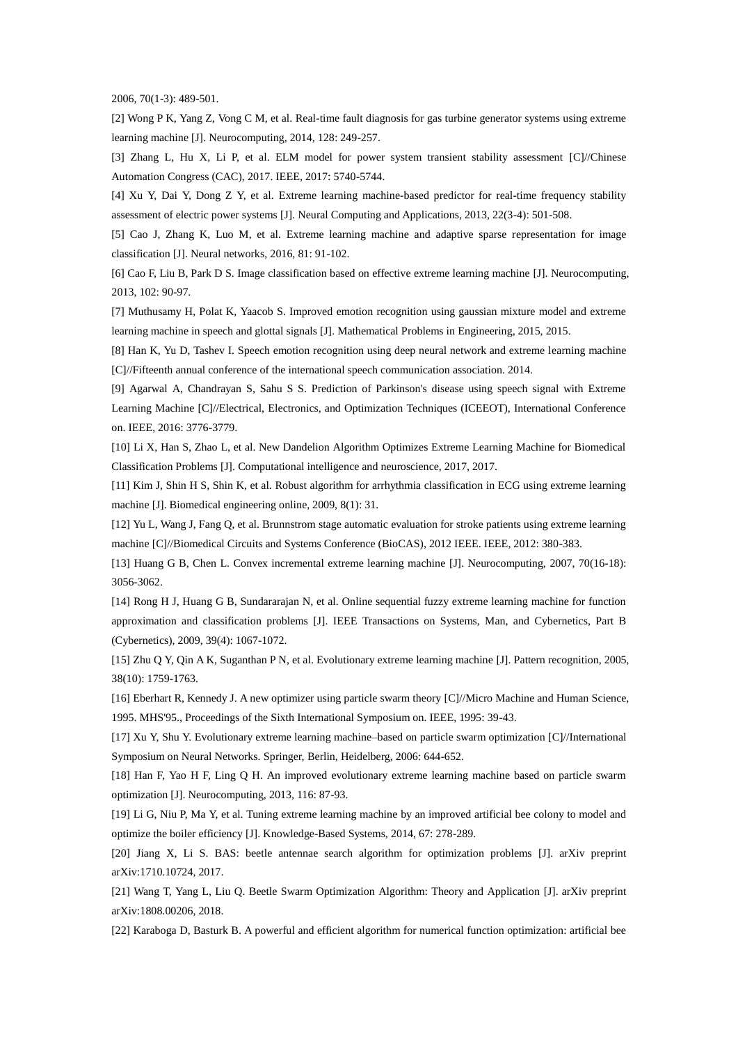2006, 70(1-3): 489-501.

[2] Wong P K, Yang Z, Vong C M, et al. Real-time fault diagnosis for gas turbine generator systems using extreme learning machine [J]. Neurocomputing, 2014, 128: 249-257.

[3] Zhang L, Hu X, Li P, et al. ELM model for power system transient stability assessment [C]//Chinese Automation Congress (CAC), 2017. IEEE, 2017: 5740-5744.

[4] Xu Y, Dai Y, Dong Z Y, et al. Extreme learning machine-based predictor for real-time frequency stability assessment of electric power systems [J]. Neural Computing and Applications, 2013, 22(3-4): 501-508.

[5] Cao J, Zhang K, Luo M, et al. Extreme learning machine and adaptive sparse representation for image classification [J]. Neural networks, 2016, 81: 91-102.

[6] Cao F, Liu B, Park D S. Image classification based on effective extreme learning machine [J]. Neurocomputing, 2013, 102: 90-97.

[7] Muthusamy H, Polat K, Yaacob S. Improved emotion recognition using gaussian mixture model and extreme learning machine in speech and glottal signals [J]. Mathematical Problems in Engineering, 2015, 2015.

[8] Han K, Yu D, Tashev I. Speech emotion recognition using deep neural network and extreme learning machine [C]//Fifteenth annual conference of the international speech communication association. 2014.

[9] Agarwal A, Chandrayan S, Sahu S S. Prediction of Parkinson's disease using speech signal with Extreme Learning Machine [C]//Electrical, Electronics, and Optimization Techniques (ICEEOT), International Conference on. IEEE, 2016: 3776-3779.

[10] Li X, Han S, Zhao L, et al. New Dandelion Algorithm Optimizes Extreme Learning Machine for Biomedical Classification Problems [J]. Computational intelligence and neuroscience, 2017, 2017.

[11] Kim J, Shin H S, Shin K, et al. Robust algorithm for arrhythmia classification in ECG using extreme learning machine [J]. Biomedical engineering online, 2009, 8(1): 31.

[12] Yu L, Wang J, Fang Q, et al. Brunnstrom stage automatic evaluation for stroke patients using extreme learning machine [C]//Biomedical Circuits and Systems Conference (BioCAS), 2012 IEEE. IEEE, 2012: 380-383.

[13] Huang G B, Chen L. Convex incremental extreme learning machine [J]. Neurocomputing, 2007, 70(16-18): 3056-3062.

[14] Rong H J, Huang G B, Sundararajan N, et al. Online sequential fuzzy extreme learning machine for function approximation and classification problems [J]. IEEE Transactions on Systems, Man, and Cybernetics, Part B (Cybernetics), 2009, 39(4): 1067-1072.

[15] Zhu Q Y, Qin A K, Suganthan P N, et al. Evolutionary extreme learning machine [J]. Pattern recognition, 2005, 38(10): 1759-1763.

[16] Eberhart R, Kennedy J. A new optimizer using particle swarm theory [C]//Micro Machine and Human Science, 1995. MHS'95., Proceedings of the Sixth International Symposium on. IEEE, 1995: 39-43.

[17] Xu Y, Shu Y. Evolutionary extreme learning machine–based on particle swarm optimization [C]//International Symposium on Neural Networks. Springer, Berlin, Heidelberg, 2006: 644-652.

[18] Han F, Yao H F, Ling Q H. An improved evolutionary extreme learning machine based on particle swarm optimization [J]. Neurocomputing, 2013, 116: 87-93.

[19] Li G, Niu P, Ma Y, et al. Tuning extreme learning machine by an improved artificial bee colony to model and optimize the boiler efficiency [J]. Knowledge-Based Systems, 2014, 67: 278-289.

[20] Jiang X, Li S. BAS: beetle antennae search algorithm for optimization problems [J]. arXiv preprint arXiv:1710.10724, 2017.

[21] Wang T, Yang L, Liu Q. Beetle Swarm Optimization Algorithm: Theory and Application [J]. arXiv preprint arXiv:1808.00206, 2018.

[22] Karaboga D, Basturk B. A powerful and efficient algorithm for numerical function optimization: artificial bee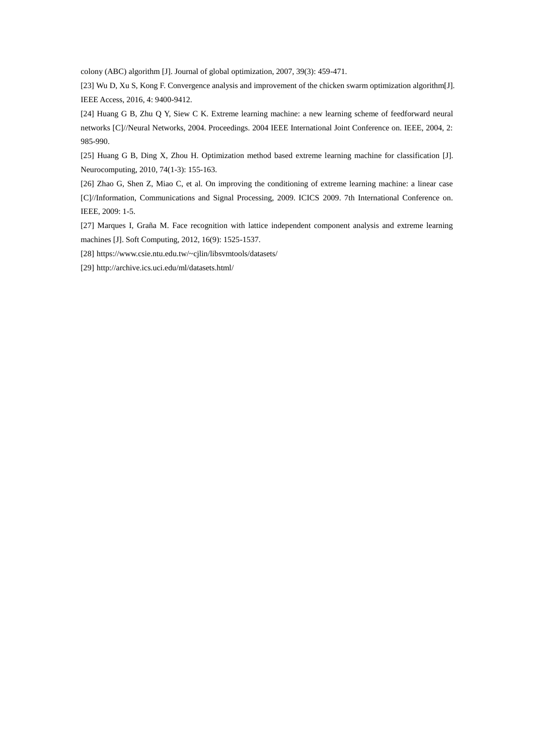colony (ABC) algorithm [J]. Journal of global optimization, 2007, 39(3): 459-471.

[23] Wu D, Xu S, Kong F. Convergence analysis and improvement of the chicken swarm optimization algorithm[J]. IEEE Access, 2016, 4: 9400-9412.

[24] Huang G B, Zhu Q Y, Siew C K. Extreme learning machine: a new learning scheme of feedforward neural networks [C]//Neural Networks, 2004. Proceedings. 2004 IEEE International Joint Conference on. IEEE, 2004, 2: 985-990.

[25] Huang G B, Ding X, Zhou H. Optimization method based extreme learning machine for classification [J]. Neurocomputing, 2010, 74(1-3): 155-163.

[26] Zhao G, Shen Z, Miao C, et al. On improving the conditioning of extreme learning machine: a linear case [C]//Information, Communications and Signal Processing, 2009. ICICS 2009. 7th International Conference on. IEEE, 2009: 1-5.

[27] Marques I, Graña M. Face recognition with lattice independent component analysis and extreme learning machines [J]. Soft Computing, 2012, 16(9): 1525-1537.

[28] https://www.csie.ntu.edu.tw/~cjlin/libsvmtools/datasets/

[29] http://archive.ics.uci.edu/ml/datasets.html/